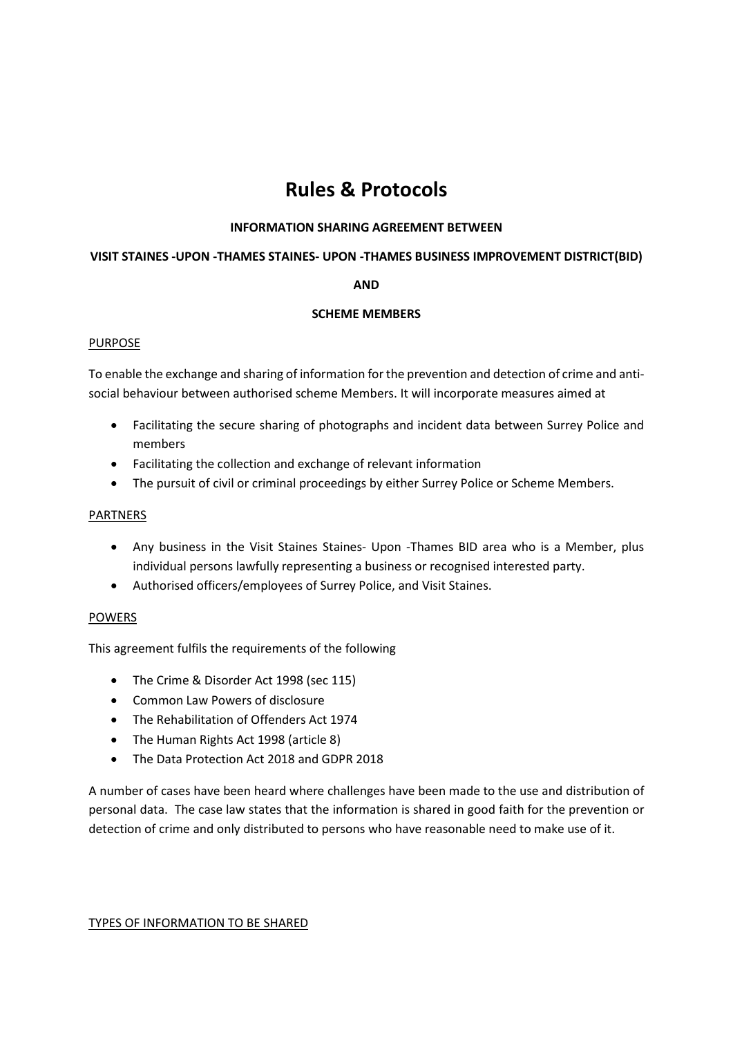# Rules & Protocols

**INFORMATION SHARING AGREEMENT BETWEEN**

**VISIT STAINES -UPON -THAMES STAINES- UPON -THAMES BUSINESS IMPROVEMENT DISTRICT(BID)**

**AND**

**SCHEME MEMBERS**

PURPOSE

To enable the exchange and sharing of information for the prevention and detection of crime and anti-social behaviour between authorised scheme Members. It will incorporate measures aimed at

- Facilitating the secure sharing of photographs and incident data between Surrey Police and members
- Facilitating the collection and exchange of relevant information
- The pursuit of civil or criminal proceedings by either Surrey Police or Scheme Members.

PARTNERS

- Any business in the Visit Staines Staines- Upon -Thames BID area who is a Member, plus individual persons lawfully representing a business or recognised interested party.
- Authorised officers/employees of Surrey Police, and Visit Staines.

POWERS

This agreement fulfils the requirements of the following

- The Crime & Disorder Act 1998 (sec 115)
- Common Law Powers of disclosure
- The Rehabilitation of Offenders Act 1974
- The Human Rights Act 1998 (article 8)
- The Data Protection Act 2018 and GDPR 2018

A number of cases have been heard where challenges have been made to the use and distribution of personal data. The case law states that the information is shared in good faith for the prevention or detection of crime and only distributed to persons who have reasonable need to make use of it.

TYPES OF INFORMATION TO BE SHARED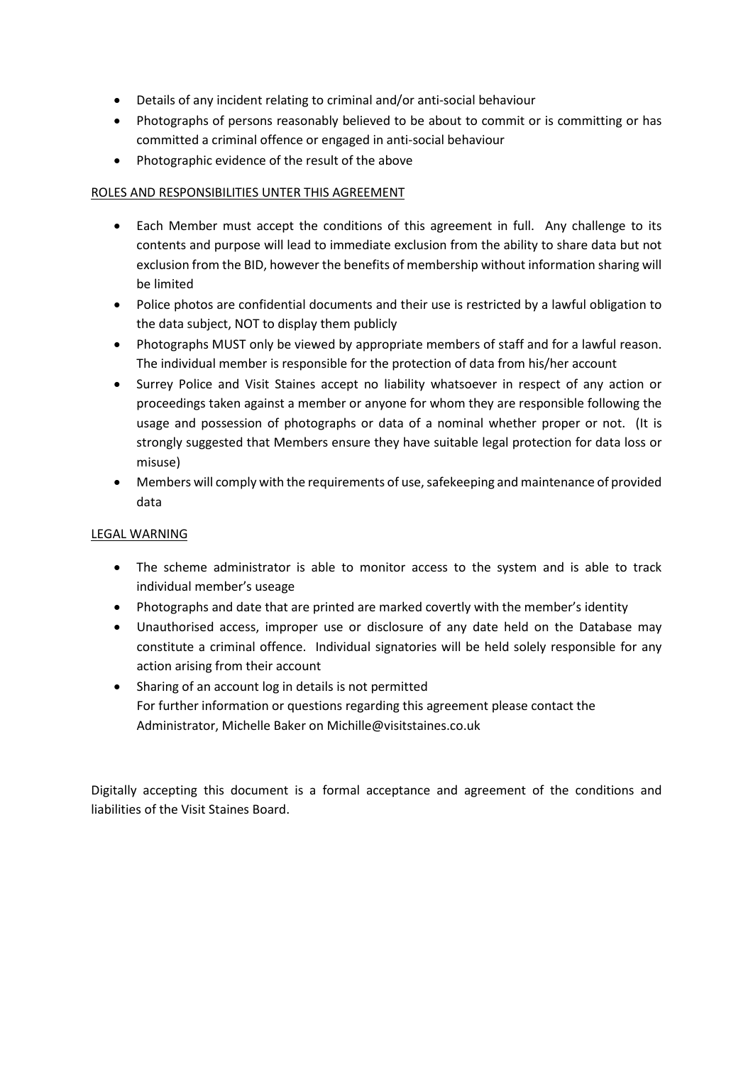- Details of any incident relating to criminal and/or anti-social behaviour
- Photographs of persons reasonably believed to be about to commit or is committing or has committed a criminal offence or engaged in anti-social behaviour
- Photographic evidence of the result of the above

ROLES AND RESPONSIBILITIES UNTER THIS AGREEMENT

- Each Member must accept the conditions of this agreement in full. Any challenge to its contents and purpose will lead to immediate exclusion from the ability to share data but not exclusion from the BID, however the benefits of membership without information sharing will be limited
- Police photos are confidential documents and their use is restricted by a lawful obligation to the data subject, NOT to display them publicly
- Photographs MUST only be viewed by appropriate members of staff and for a lawful reason. The individual member is responsible for the protection of data from his/her account
- Surrey Police and Visit Staines accept no liability whatsoever in respect of any action or proceedings taken against a member or anyone for whom they are responsible following the usage and possession of photographs or data of a nominal whether proper or not. (It is strongly suggested that Members ensure they have suitable legal protection for data loss or misuse)
- Members will comply with the requirements of use, safekeeping and maintenance of provided data

LEGAL WARNING

- The scheme administrator is able to monitor access to the system and is able to track individual member's useage
- Photographs and date that are printed are marked covertly with the member's identity
- Unauthorised access, improper use or disclosure of any date held on the Database may constitute a criminal offence. Individual signatories will be held solely responsible for any action arising from their account
- Sharing of an account log in details is not permitted
  For further information or questions regarding this agreement please contact the Administrator, Michelle Baker on Michille@visitstaines.co.uk

Digitally accepting this document is a formal acceptance and agreement of the conditions and liabilities of the Visit Staines Board.